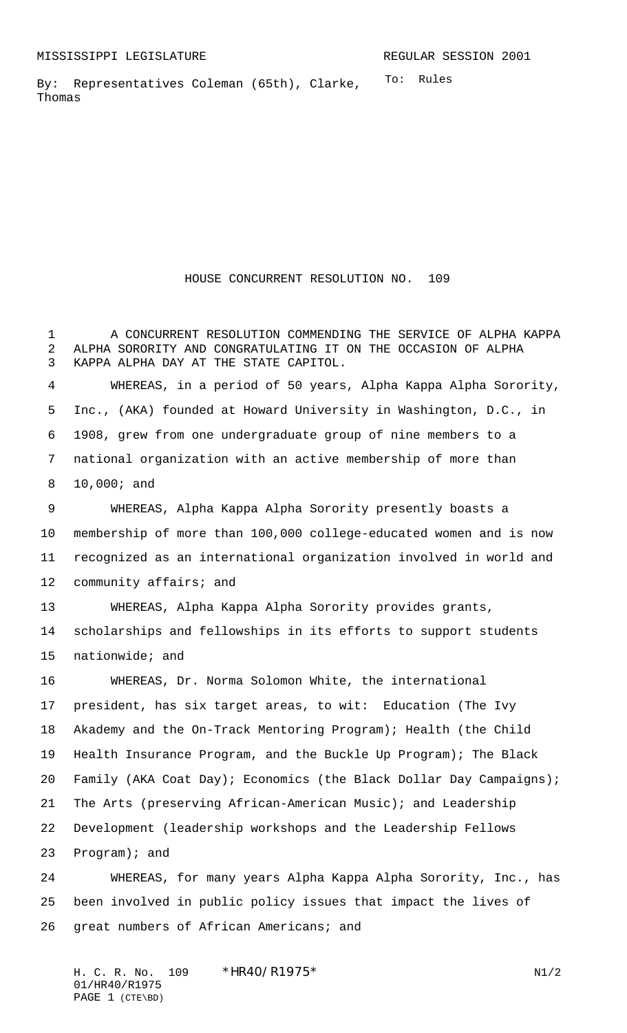MISSISSIPPI LEGISLATURE REGULAR SESSION 2001

By: Representatives Coleman (65th), Clarke, Thomas

To: Rules

# HOUSE CONCURRENT RESOLUTION NO. 109

A CONCURRENT RESOLUTION COMMENDING THE SERVICE OF ALPHA KAPPA ALPHA SORORITY AND CONGRATULATING IT ON THE OCCASION OF ALPHA KAPPA ALPHA DAY AT THE STATE CAPITOL.

WHEREAS, in a period of 50 years, Alpha Kappa Alpha Sorority, Inc., (AKA) founded at Howard University in Washington, D.C., in 1908, grew from one undergraduate group of nine members to a national organization with an active membership of more than 10,000; and

WHEREAS, Alpha Kappa Alpha Sorority presently boasts a membership of more than 100,000 college-educated women and is now recognized as an international organization involved in world and community affairs; and

WHEREAS, Alpha Kappa Alpha Sorority provides grants, scholarships and fellowships in its efforts to support students nationwide; and

WHEREAS, Dr. Norma Solomon White, the international president, has six target areas, to wit: Education (The Ivy Akademy and the On-Track Mentoring Program); Health (the Child Health Insurance Program, and the Buckle Up Program); The Black Family (AKA Coat Day); Economics (the Black Dollar Day Campaigns); The Arts (preserving African-American Music); and Leadership Development (leadership workshops and the Leadership Fellows Program); and

WHEREAS, for many years Alpha Kappa Alpha Sorority, Inc., has been involved in public policy issues that impact the lives of great numbers of African Americans; and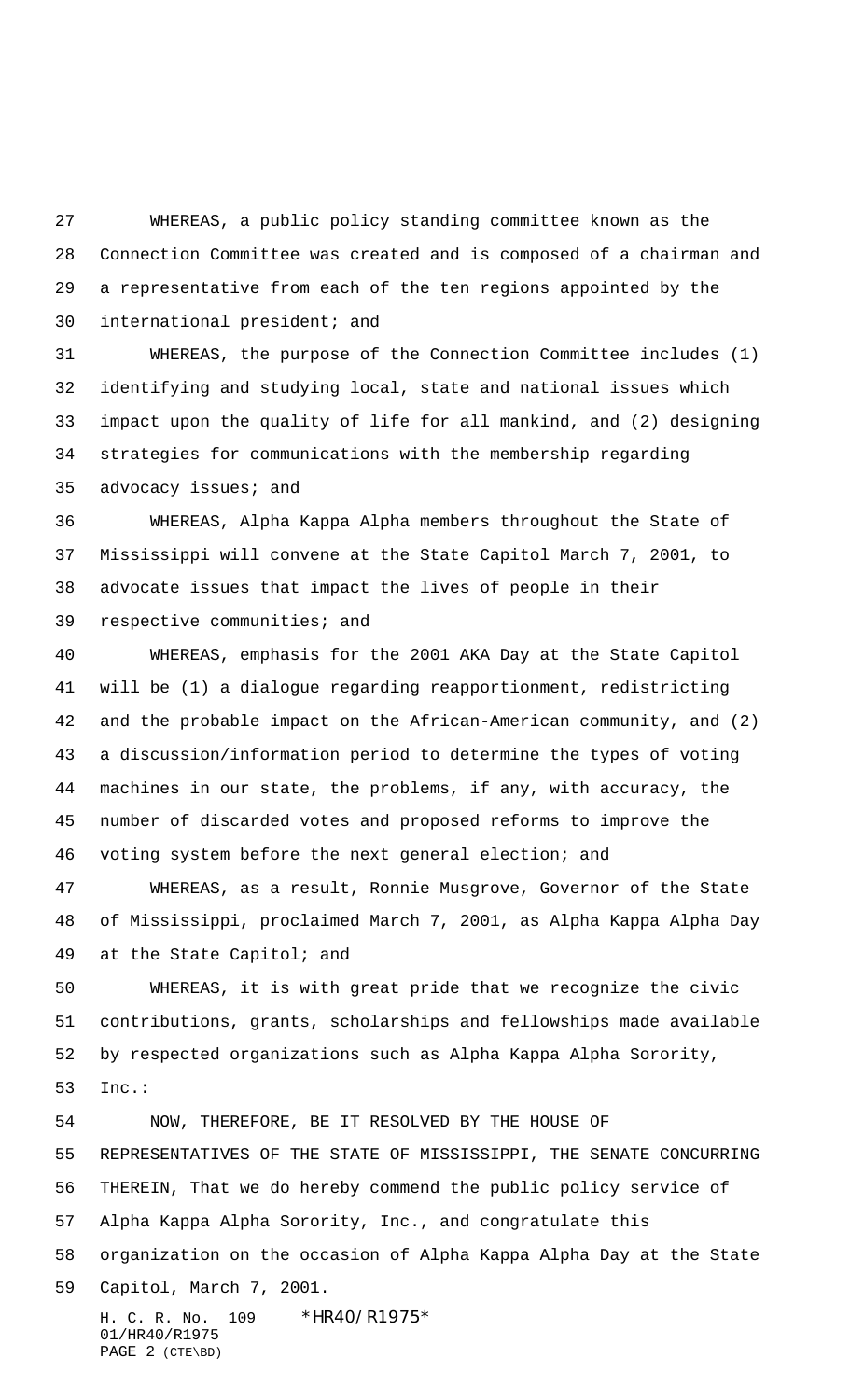WHEREAS, a public policy standing committee known as the Connection Committee was created and is composed of a chairman and a representative from each of the ten regions appointed by the international president; and

WHEREAS, the purpose of the Connection Committee includes (1) identifying and studying local, state and national issues which impact upon the quality of life for all mankind, and (2) designing strategies for communications with the membership regarding advocacy issues; and

WHEREAS, Alpha Kappa Alpha members throughout the State of Mississippi will convene at the State Capitol March 7, 2001, to advocate issues that impact the lives of people in their respective communities; and

WHEREAS, emphasis for the 2001 AKA Day at the State Capitol will be (1) a dialogue regarding reapportionment, redistricting and the probable impact on the African-American community, and (2) a discussion/information period to determine the types of voting machines in our state, the problems, if any, with accuracy, the number of discarded votes and proposed reforms to improve the voting system before the next general election; and

WHEREAS, as a result, Ronnie Musgrove, Governor of the State of Mississippi, proclaimed March 7, 2001, as Alpha Kappa Alpha Day at the State Capitol; and

WHEREAS, it is with great pride that we recognize the civic contributions, grants, scholarships and fellowships made available by respected organizations such as Alpha Kappa Alpha Sorority, Inc.:

NOW, THEREFORE, BE IT RESOLVED BY THE HOUSE OF REPRESENTATIVES OF THE STATE OF MISSISSIPPI, THE SENATE CONCURRING THEREIN, That we do hereby commend the public policy service of Alpha Kappa Alpha Sorority, Inc., and congratulate this organization on the occasion of Alpha Kappa Alpha Day at the State Capitol, March 7, 2001.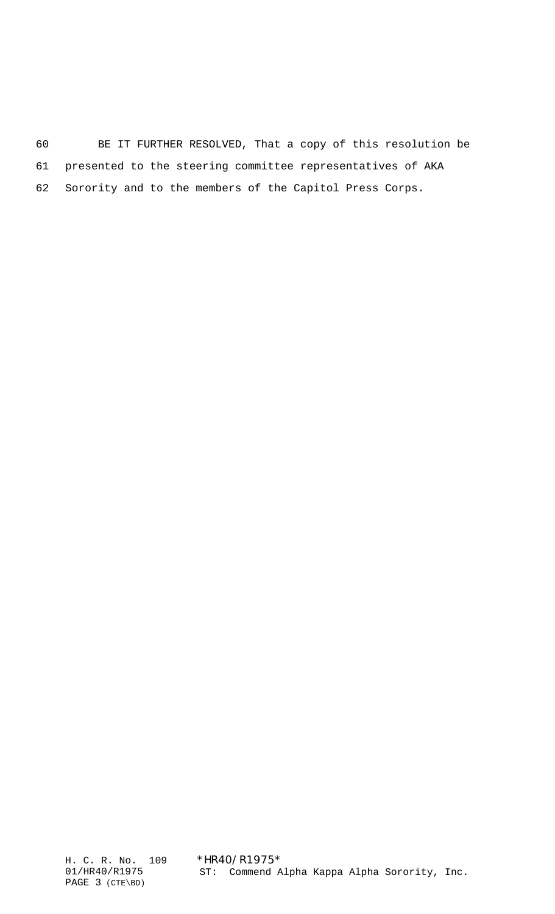BE IT FURTHER RESOLVED, That a copy of this resolution be presented to the steering committee representatives of AKA Sorority and to the members of the Capitol Press Corps.